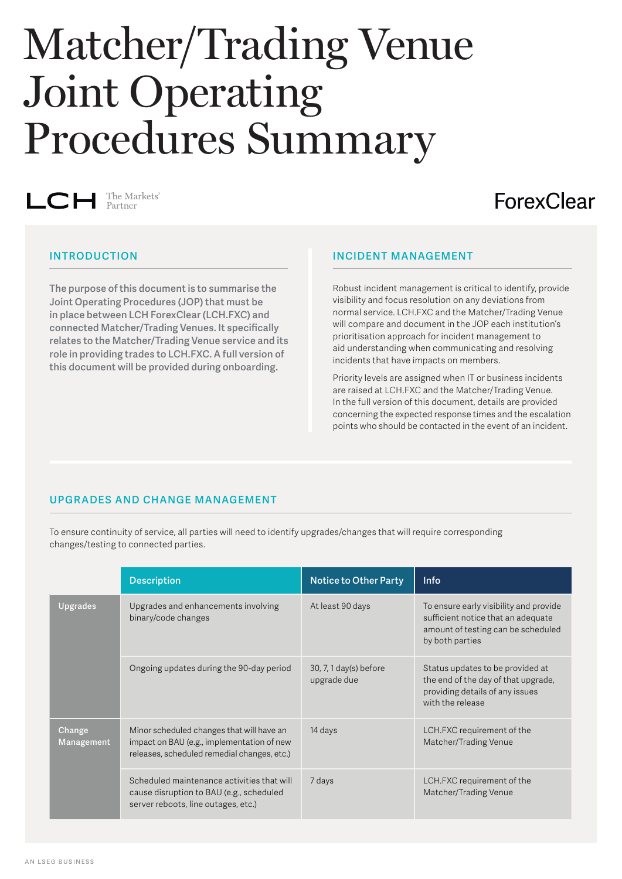# Matcher/Trading Venue Joint Operating Procedures Summary

LCH The Markets' Partner

ForexClear

## INTRODUCTION

**The purpose of this document is to summarise the Joint Operating Procedures (JOP) that must be in place between LCH ForexClear (LCH.FXC) and connected Matcher/Trading Venues. It specifically relates to the Matcher/Trading Venue service and its role in providing trades to LCH.FXC. A full version of this document will be provided during onboarding.**

## INCIDENT MANAGEMENT

Robust incident management is critical to identify, provide visibility and focus resolution on any deviations from normal service. LCH.FXC and the Matcher/Trading Venue will compare and document in the JOP each institution's prioritisation approach for incident management to aid understanding when communicating and resolving incidents that have impacts on members.

Priority levels are assigned when IT or business incidents are raised at LCH.FXC and the Matcher/Trading Venue. In the full version of this document, details are provided concerning the expected response times and the escalation points who should be contacted in the event of an incident.

## UPGRADES AND CHANGE MANAGEMENT

To ensure continuity of service, all parties will need to identify upgrades/changes that will require corresponding changes/testing to connected parties.

| | Description | Notice to Other Party | Info |
|---|---|---|---|
| **Upgrades** | Upgrades and enhancements involving binary/code changes | At least 90 days | To ensure early visibility and provide sufficient notice that an adequate amount of testing can be scheduled by both parties |
| | Ongoing updates during the 90-day period | 30, 7, 1 day(s) before upgrade due | Status updates to be provided at the end of the day of that upgrade, providing details of any issues with the release |
| **Change Management** | Minor scheduled changes that will have an impact on BAU (e.g., implementation of new releases, scheduled remedial changes, etc.) | 14 days | LCH.FXC requirement of the Matcher/Trading Venue |
| | Scheduled maintenance activities that will cause disruption to BAU (e.g., scheduled server reboots, line outages, etc.) | 7 days | LCH.FXC requirement of the Matcher/Trading Venue |

AN LSEG BUSINESS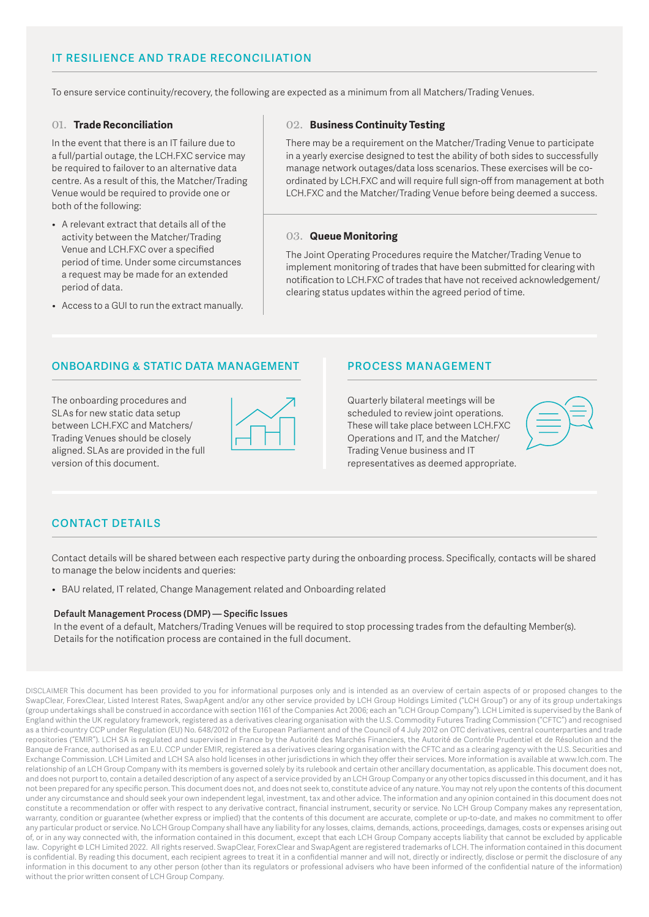## IT RESILIENCE AND TRADE RECONCILIATION

To ensure service continuity/recovery, the following are expected as a minimum from all Matchers/Trading Venues.

### 01. Trade Reconciliation

In the event that there is an IT failure due to a full/partial outage, the LCH.FXC service may be required to failover to an alternative data centre. As a result of this, the Matcher/Trading Venue would be required to provide one or both of the following:

- A relevant extract that details all of the activity between the Matcher/Trading Venue and LCH.FXC over a specified period of time. Under some circumstances a request may be made for an extended period of data.
- Access to a GUI to run the extract manually.

### 02. Business Continuity Testing

There may be a requirement on the Matcher/Trading Venue to participate in a yearly exercise designed to test the ability of both sides to successfully manage network outages/data loss scenarios. These exercises will be co-ordinated by LCH.FXC and will require full sign-off from management at both LCH.FXC and the Matcher/Trading Venue before being deemed a success.

### 03. Queue Monitoring

The Joint Operating Procedures require the Matcher/Trading Venue to implement monitoring of trades that have been submitted for clearing with notification to LCH.FXC of trades that have not received acknowledgement/clearing status updates within the agreed period of time.

## ONBOARDING & STATIC DATA MANAGEMENT

The onboarding procedures and SLAs for new static data setup between LCH.FXC and Matchers/Trading Venues should be closely aligned. SLAs are provided in the full version of this document.

## PROCESS MANAGEMENT

Quarterly bilateral meetings will be scheduled to review joint operations. These will take place between LCH.FXC Operations and IT, and the Matcher/Trading Venue business and IT representatives as deemed appropriate.

## CONTACT DETAILS

Contact details will be shared between each respective party during the onboarding process. Specifically, contacts will be shared to manage the below incidents and queries:

- BAU related, IT related, Change Management related and Onboarding related

**Default Management Process (DMP) — Specific Issues**

In the event of a default, Matchers/Trading Venues will be required to stop processing trades from the defaulting Member(s). Details for the notification process are contained in the full document.

DISCLAIMER This document has been provided to you for informational purposes only and is intended as an overview of certain aspects of or proposed changes to the SwapClear, ForexClear, Listed Interest Rates, SwapAgent and/or any other service provided by LCH Group Holdings Limited ("LCH Group") or any of its group undertakings (group undertakings shall be construed in accordance with section 1161 of the Companies Act 2006; each an "LCH Group Company"). LCH Limited is supervised by the Bank of England within the UK regulatory framework, registered as a derivatives clearing organisation with the U.S. Commodity Futures Trading Commission ("CFTC") and recognised as a third-country CCP under Regulation (EU) No. 648/2012 of the European Parliament and of the Council of 4 July 2012 on OTC derivatives, central counterparties and trade repositories ("EMIR"). LCH SA is regulated and supervised in France by the Autorité des Marchés Financiers, the Autorité de Contrôle Prudentiel et de Résolution and the Banque de France, authorised as an E.U. CCP under EMIR, registered as a derivatives clearing organisation with the CFTC and as a clearing agency with the U.S. Securities and Exchange Commission. LCH Limited and LCH SA also hold licenses in other jurisdictions in which they offer their services. More information is available at www.lch.com. The relationship of an LCH Group Company with its members is governed solely by its rulebook and certain other ancillary documentation, as applicable. This document does not, and does not purport to, contain a detailed description of any aspect of a service provided by an LCH Group Company or any other topics discussed in this document, and it has not been prepared for any specific person. This document does not, and does not seek to, constitute advice of any nature. You may not rely upon the contents of this document under any circumstance and should seek your own independent legal, investment, tax and other advice. The information and any opinion contained in this document does not constitute a recommendation or offer with respect to any derivative contract, financial instrument, security or service. No LCH Group Company makes any representation, warranty, condition or guarantee (whether express or implied) that the contents of this document are accurate, complete or up-to-date, and makes no commitment to offer any particular product or service. No LCH Group Company shall have any liability for any losses, claims, demands, actions, proceedings, damages, costs or expenses arising out of, or in any way connected with, the information contained in this document, except that each LCH Group Company accepts liability that cannot be excluded by applicable law. Copyright © LCH Limited 2022. All rights reserved. SwapClear, ForexClear and SwapAgent are registered trademarks of LCH. The information contained in this document is confidential. By reading this document, each recipient agrees to treat it in a confidential manner and will not, directly or indirectly, disclose or permit the disclosure of any information in this document to any other person (other than its regulators or professional advisers who have been informed of the confidential nature of the information) without the prior written consent of LCH Group Company.